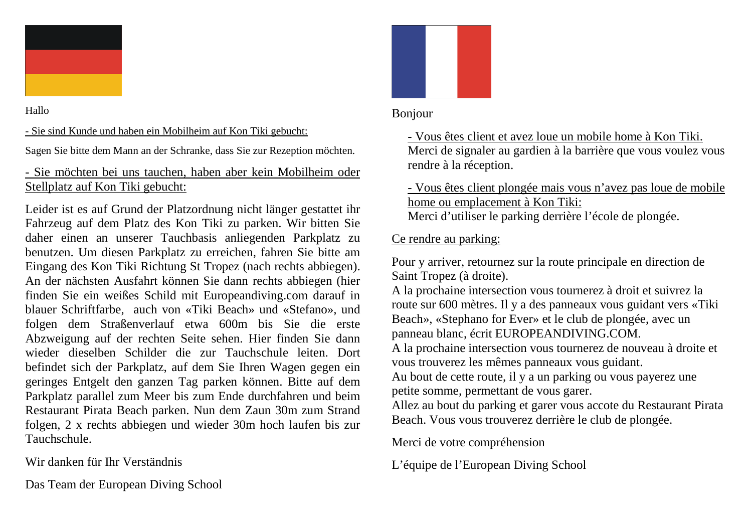Hallo

- Sie sind Kunde und haben ein Mobilheim auf Kon Tiki gebucht:

Sagen Sie bitte dem Mann an der Schranke, dass Sie zur Rezeption möchten.

- Sie möchten bei uns tauchen, haben aber kein Mobilheim oder Stellplatz auf Kon Tiki gebucht:

Leider ist es auf Grund der Platzordnung nicht länger gestattet ihr Fahrzeug auf dem Platz des Kon Tiki zu parken. Wir bitten Sie daher einen an unserer Tauchbasis anliegenden Parkplatz zu benutzen. Um diesen Parkplatz zu erreichen, fahren Sie bitte am Eingang des Kon Tiki Richtung St Tropez (nach rechts abbiegen). An der nächsten Ausfahrt können Sie dann rechts abbiegen (hier finden Sie ein weißes Schild mit Europeandiving.com darauf in blauer Schriftfarbe, auch von «Tiki Beach» und «Stefano», und folgen dem Straßenverlauf etwa 600m bis Sie die erste Abzweigung auf der rechten Seite sehen. Hier finden Sie dann wieder dieselben Schilder die zur Tauchschule leiten. Dort befindet sich der Parkplatz, auf dem Sie Ihren Wagen gegen ein geringes Entgelt den ganzen Tag parken können. Bitte auf dem Parkplatz parallel zum Meer bis zum Ende durchfahren und beim Restaurant Pirata Beach parken. Nun dem Zaun 30m zum Strand folgen, 2 x rechts abbiegen und wieder 30m hoch laufen bis zur Tauchschule.

Wir danken für Ihr Verständnis

Das Team der European Diving School

Bonjour

- Vous êtes client et avez loue un mobile home à Kon Tiki.
Merci de signaler au gardien à la barrière que vous voulez vous rendre à la réception.

- Vous êtes client plongée mais vous n'avez pas loue de mobile home ou emplacement à Kon Tiki:
Merci d'utiliser le parking derrière l'école de plongée.

Ce rendre au parking:

Pour y arriver, retournez sur la route principale en direction de Saint Tropez (à droite).
A la prochaine intersection vous tournerez à droit et suivrez la route sur 600 mètres. Il y a des panneaux vous guidant vers «Tiki Beach», «Stephano for Ever» et le club de plongée, avec un panneau blanc, écrit EUROPEANDIVING.COM.
A la prochaine intersection vous tournerez de nouveau à droite et vous trouverez les mêmes panneaux vous guidant.
Au bout de cette route, il y a un parking ou vous payerez une petite somme, permettant de vous garer.
Allez au bout du parking et garer vous accote du Restaurant Pirata Beach. Vous vous trouverez derrière le club de plongée.

Merci de votre compréhension

L'équipe de l'European Diving School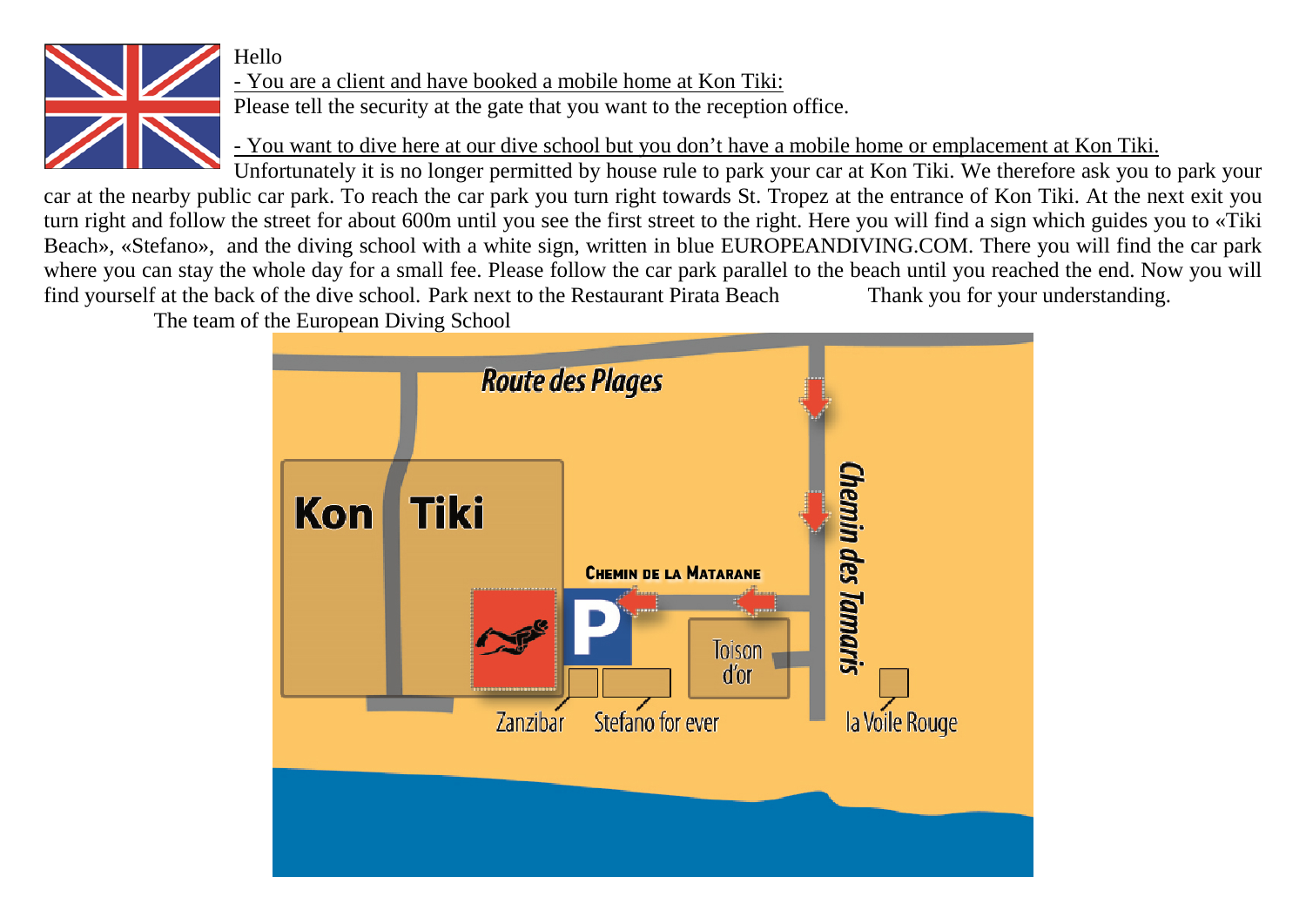Hello

<u>- You are a client and have booked a mobile home at Kon Tiki:</u>

Please tell the security at the gate that you want to the reception office.

<u>- You want to dive here at our dive school but you don't have a mobile home or emplacement at Kon Tiki.</u>

Unfortunately it is no longer permitted by house rule to park your car at Kon Tiki. We therefore ask you to park your car at the nearby public car park. To reach the car park you turn right towards St. Tropez at the entrance of Kon Tiki. At the next exit you turn right and follow the street for about 600m until you see the first street to the right. Here you will find a sign which guides you to «Tiki Beach», «Stefano», and the diving school with a white sign, written in blue EUROPEANDIVING.COM. There you will find the car park where you can stay the whole day for a small fee. Please follow the car park parallel to the beach until you reached the end. Now you will find yourself at the back of the dive school. Park next to the Restaurant Pirata Beach Thank you for your understanding.

The team of the European Diving School

Route des Plages

Kon Tiki

CHEMIN DE LA MATARANE

P

Chemin des Tamaris

Toison d'or

Zanzibar

Stefano for ever

la Voile Rouge